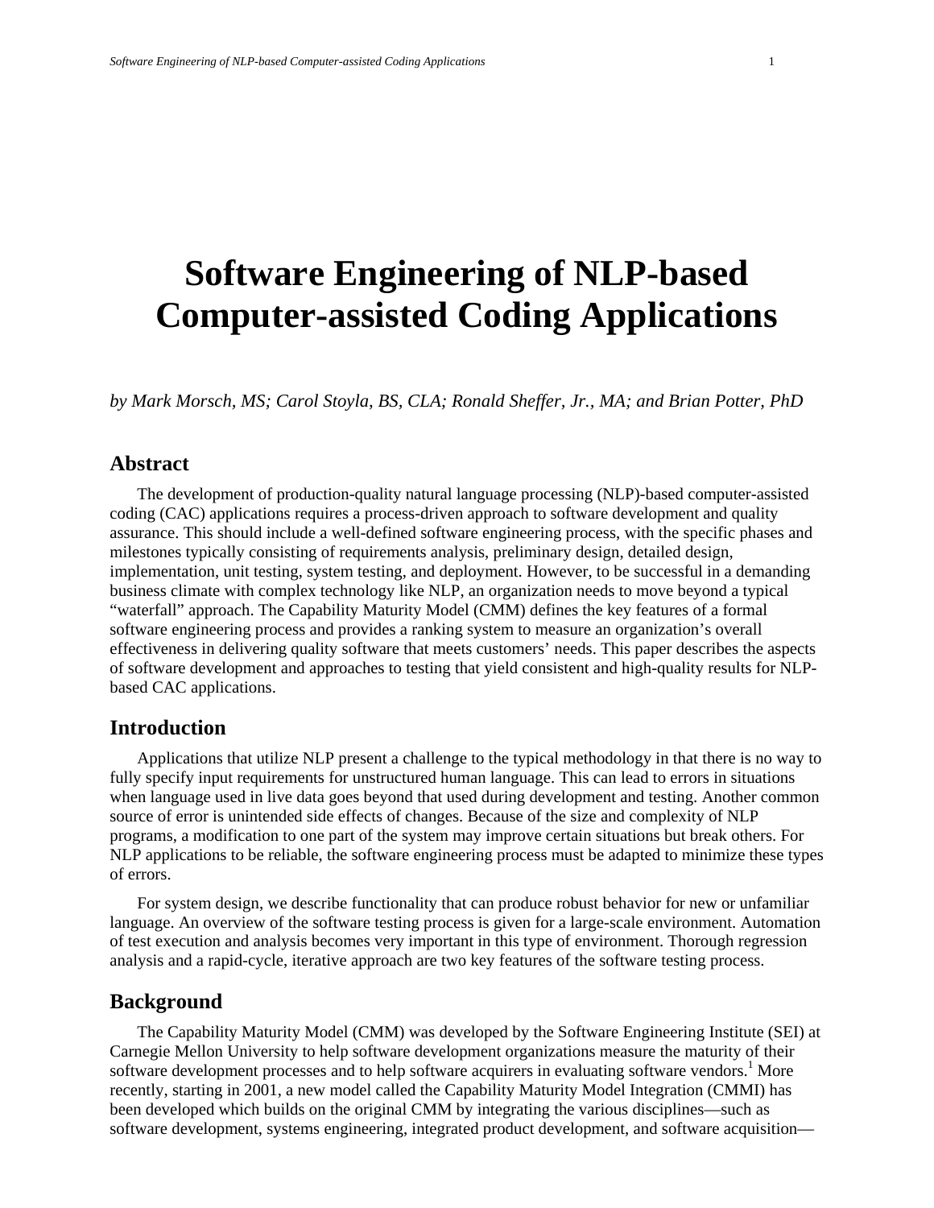# Software Engineering of NLP-based Computer-assisted Coding Applications

*by Mark Morsch, MS; Carol Stoyla, BS, CLA; Ronald Sheffer, Jr., MA; and Brian Potter, PhD*

## Abstract

The development of production-quality natural language processing (NLP)-based computer-assisted coding (CAC) applications requires a process-driven approach to software development and quality assurance. This should include a well-defined software engineering process, with the specific phases and milestones typically consisting of requirements analysis, preliminary design, detailed design, implementation, unit testing, system testing, and deployment. However, to be successful in a demanding business climate with complex technology like NLP, an organization needs to move beyond a typical "waterfall" approach. The Capability Maturity Model (CMM) defines the key features of a formal software engineering process and provides a ranking system to measure an organization's overall effectiveness in delivering quality software that meets customers' needs. This paper describes the aspects of software development and approaches to testing that yield consistent and high-quality results for NLP-based CAC applications.

## Introduction

Applications that utilize NLP present a challenge to the typical methodology in that there is no way to fully specify input requirements for unstructured human language. This can lead to errors in situations when language used in live data goes beyond that used during development and testing. Another common source of error is unintended side effects of changes. Because of the size and complexity of NLP programs, a modification to one part of the system may improve certain situations but break others. For NLP applications to be reliable, the software engineering process must be adapted to minimize these types of errors.

For system design, we describe functionality that can produce robust behavior for new or unfamiliar language. An overview of the software testing process is given for a large-scale environment. Automation of test execution and analysis becomes very important in this type of environment. Thorough regression analysis and a rapid-cycle, iterative approach are two key features of the software testing process.

## Background

The Capability Maturity Model (CMM) was developed by the Software Engineering Institute (SEI) at Carnegie Mellon University to help software development organizations measure the maturity of their software development processes and to help software acquirers in evaluating software vendors.[1] More recently, starting in 2001, a new model called the Capability Maturity Model Integration (CMMI) has been developed which builds on the original CMM by integrating the various disciplines—such as software development, systems engineering, integrated product development, and software acquisition—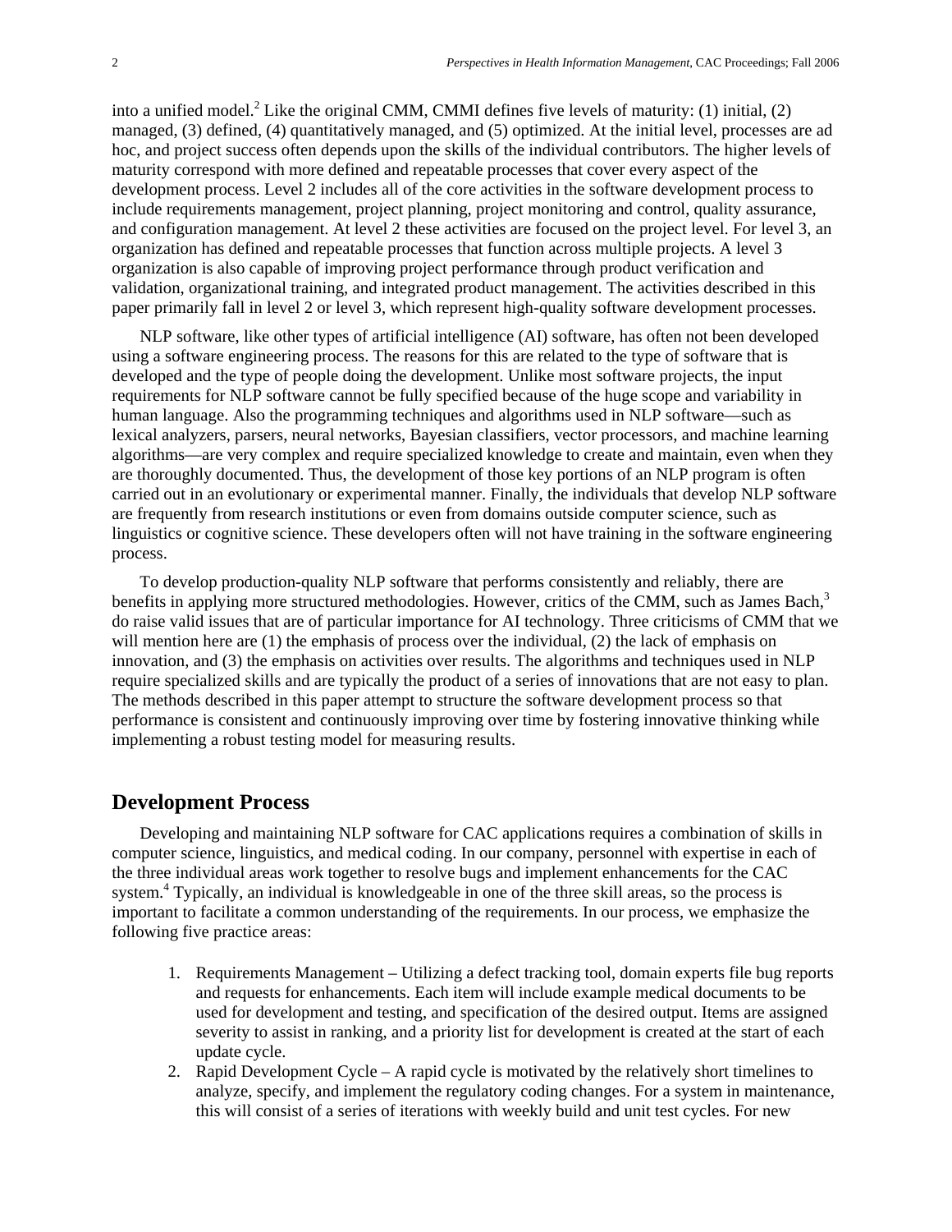into a unified model.[2] Like the original CMM, CMMI defines five levels of maturity: (1) initial, (2) managed, (3) defined, (4) quantitatively managed, and (5) optimized. At the initial level, processes are ad hoc, and project success often depends upon the skills of the individual contributors. The higher levels of maturity correspond with more defined and repeatable processes that cover every aspect of the development process. Level 2 includes all of the core activities in the software development process to include requirements management, project planning, project monitoring and control, quality assurance, and configuration management. At level 2 these activities are focused on the project level. For level 3, an organization has defined and repeatable processes that function across multiple projects. A level 3 organization is also capable of improving project performance through product verification and validation, organizational training, and integrated product management. The activities described in this paper primarily fall in level 2 or level 3, which represent high-quality software development processes.

NLP software, like other types of artificial intelligence (AI) software, has often not been developed using a software engineering process. The reasons for this are related to the type of software that is developed and the type of people doing the development. Unlike most software projects, the input requirements for NLP software cannot be fully specified because of the huge scope and variability in human language. Also the programming techniques and algorithms used in NLP software—such as lexical analyzers, parsers, neural networks, Bayesian classifiers, vector processors, and machine learning algorithms—are very complex and require specialized knowledge to create and maintain, even when they are thoroughly documented. Thus, the development of those key portions of an NLP program is often carried out in an evolutionary or experimental manner. Finally, the individuals that develop NLP software are frequently from research institutions or even from domains outside computer science, such as linguistics or cognitive science. These developers often will not have training in the software engineering process.

To develop production-quality NLP software that performs consistently and reliably, there are benefits in applying more structured methodologies. However, critics of the CMM, such as James Bach,[3] do raise valid issues that are of particular importance for AI technology. Three criticisms of CMM that we will mention here are (1) the emphasis of process over the individual, (2) the lack of emphasis on innovation, and (3) the emphasis on activities over results. The algorithms and techniques used in NLP require specialized skills and are typically the product of a series of innovations that are not easy to plan. The methods described in this paper attempt to structure the software development process so that performance is consistent and continuously improving over time by fostering innovative thinking while implementing a robust testing model for measuring results.

## Development Process

Developing and maintaining NLP software for CAC applications requires a combination of skills in computer science, linguistics, and medical coding. In our company, personnel with expertise in each of the three individual areas work together to resolve bugs and implement enhancements for the CAC system.[4] Typically, an individual is knowledgeable in one of the three skill areas, so the process is important to facilitate a common understanding of the requirements. In our process, we emphasize the following five practice areas:

1. Requirements Management – Utilizing a defect tracking tool, domain experts file bug reports and requests for enhancements. Each item will include example medical documents to be used for development and testing, and specification of the desired output. Items are assigned severity to assist in ranking, and a priority list for development is created at the start of each update cycle.
2. Rapid Development Cycle – A rapid cycle is motivated by the relatively short timelines to analyze, specify, and implement the regulatory coding changes. For a system in maintenance, this will consist of a series of iterations with weekly build and unit test cycles. For new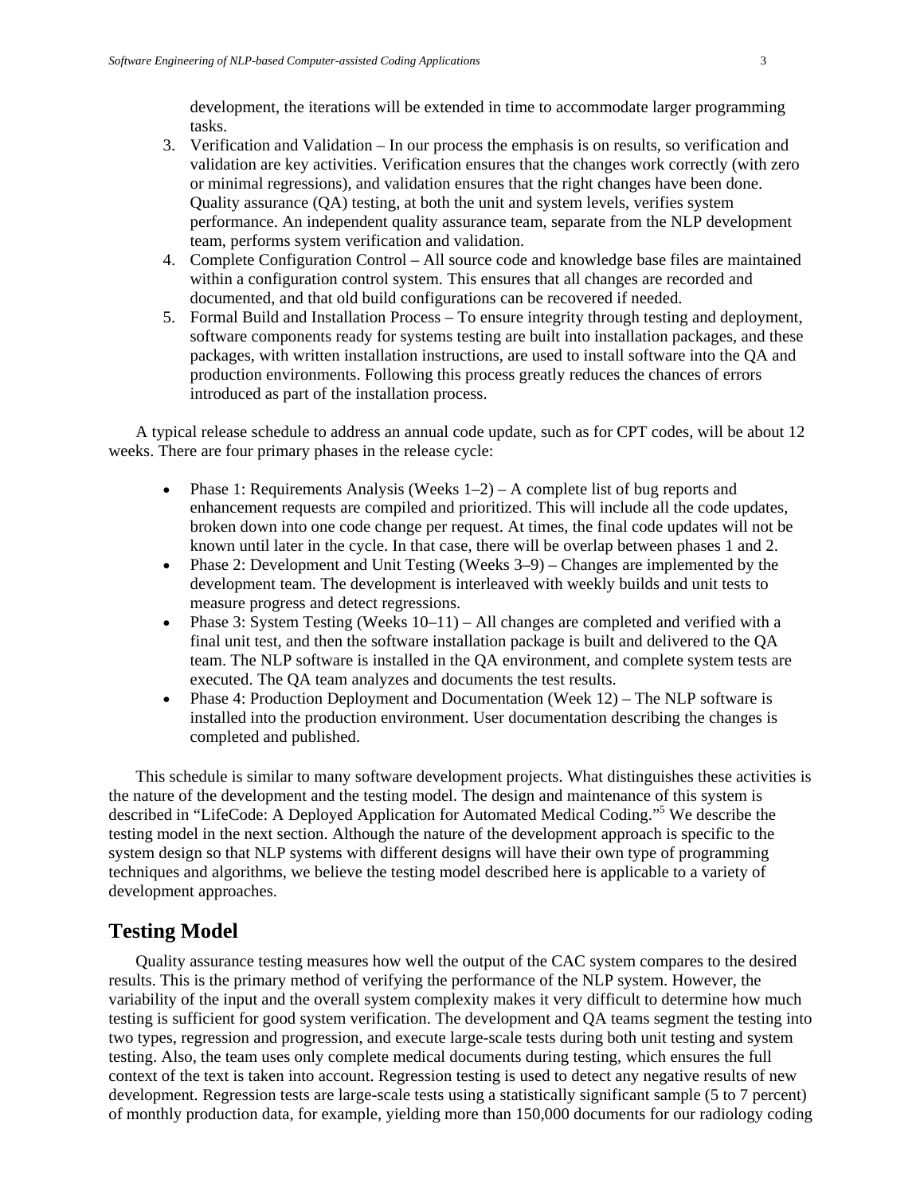development, the iterations will be extended in time to accommodate larger programming tasks.

3. Verification and Validation – In our process the emphasis is on results, so verification and validation are key activities. Verification ensures that the changes work correctly (with zero or minimal regressions), and validation ensures that the right changes have been done. Quality assurance (QA) testing, at both the unit and system levels, verifies system performance. An independent quality assurance team, separate from the NLP development team, performs system verification and validation.
4. Complete Configuration Control – All source code and knowledge base files are maintained within a configuration control system. This ensures that all changes are recorded and documented, and that old build configurations can be recovered if needed.
5. Formal Build and Installation Process – To ensure integrity through testing and deployment, software components ready for systems testing are built into installation packages, and these packages, with written installation instructions, are used to install software into the QA and production environments. Following this process greatly reduces the chances of errors introduced as part of the installation process.

A typical release schedule to address an annual code update, such as for CPT codes, will be about 12 weeks. There are four primary phases in the release cycle:

- Phase 1: Requirements Analysis (Weeks 1–2) – A complete list of bug reports and enhancement requests are compiled and prioritized. This will include all the code updates, broken down into one code change per request. At times, the final code updates will not be known until later in the cycle. In that case, there will be overlap between phases 1 and 2.
- Phase 2: Development and Unit Testing (Weeks 3–9) – Changes are implemented by the development team. The development is interleaved with weekly builds and unit tests to measure progress and detect regressions.
- Phase 3: System Testing (Weeks 10–11) – All changes are completed and verified with a final unit test, and then the software installation package is built and delivered to the QA team. The NLP software is installed in the QA environment, and complete system tests are executed. The QA team analyzes and documents the test results.
- Phase 4: Production Deployment and Documentation (Week 12) – The NLP software is installed into the production environment. User documentation describing the changes is completed and published.

This schedule is similar to many software development projects. What distinguishes these activities is the nature of the development and the testing model. The design and maintenance of this system is described in "LifeCode: A Deployed Application for Automated Medical Coding."[5] We describe the testing model in the next section. Although the nature of the development approach is specific to the system design so that NLP systems with different designs will have their own type of programming techniques and algorithms, we believe the testing model described here is applicable to a variety of development approaches.

## Testing Model

Quality assurance testing measures how well the output of the CAC system compares to the desired results. This is the primary method of verifying the performance of the NLP system. However, the variability of the input and the overall system complexity makes it very difficult to determine how much testing is sufficient for good system verification. The development and QA teams segment the testing into two types, regression and progression, and execute large-scale tests during both unit testing and system testing. Also, the team uses only complete medical documents during testing, which ensures the full context of the text is taken into account. Regression testing is used to detect any negative results of new development. Regression tests are large-scale tests using a statistically significant sample (5 to 7 percent) of monthly production data, for example, yielding more than 150,000 documents for our radiology coding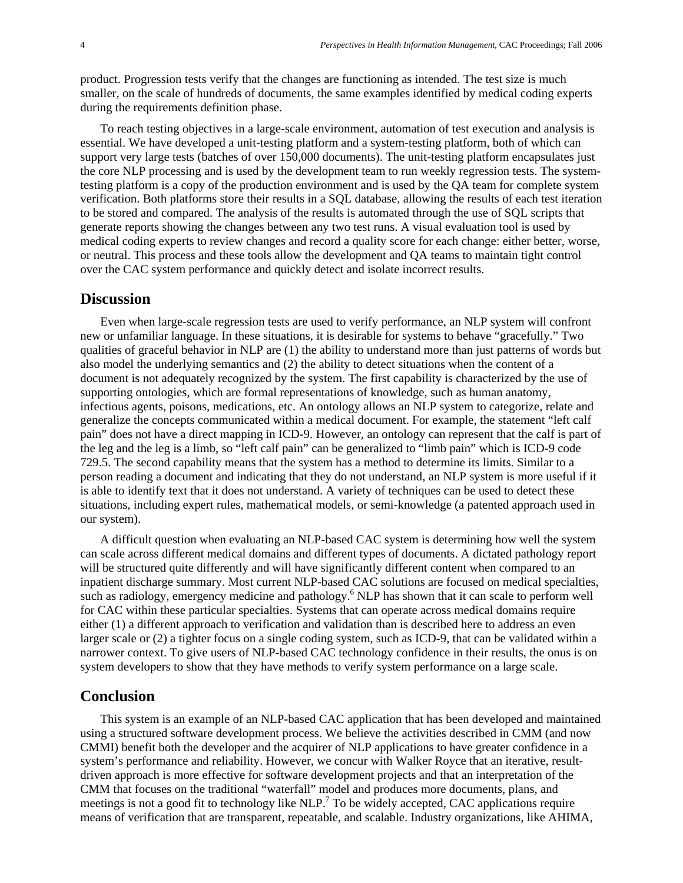product. Progression tests verify that the changes are functioning as intended. The test size is much smaller, on the scale of hundreds of documents, the same examples identified by medical coding experts during the requirements definition phase.

To reach testing objectives in a large-scale environment, automation of test execution and analysis is essential. We have developed a unit-testing platform and a system-testing platform, both of which can support very large tests (batches of over 150,000 documents). The unit-testing platform encapsulates just the core NLP processing and is used by the development team to run weekly regression tests. The system-testing platform is a copy of the production environment and is used by the QA team for complete system verification. Both platforms store their results in a SQL database, allowing the results of each test iteration to be stored and compared. The analysis of the results is automated through the use of SQL scripts that generate reports showing the changes between any two test runs. A visual evaluation tool is used by medical coding experts to review changes and record a quality score for each change: either better, worse, or neutral. This process and these tools allow the development and QA teams to maintain tight control over the CAC system performance and quickly detect and isolate incorrect results.

## Discussion

Even when large-scale regression tests are used to verify performance, an NLP system will confront new or unfamiliar language. In these situations, it is desirable for systems to behave "gracefully." Two qualities of graceful behavior in NLP are (1) the ability to understand more than just patterns of words but also model the underlying semantics and (2) the ability to detect situations when the content of a document is not adequately recognized by the system. The first capability is characterized by the use of supporting ontologies, which are formal representations of knowledge, such as human anatomy, infectious agents, poisons, medications, etc. An ontology allows an NLP system to categorize, relate and generalize the concepts communicated within a medical document. For example, the statement "left calf pain" does not have a direct mapping in ICD-9. However, an ontology can represent that the calf is part of the leg and the leg is a limb, so "left calf pain" can be generalized to "limb pain" which is ICD-9 code 729.5. The second capability means that the system has a method to determine its limits. Similar to a person reading a document and indicating that they do not understand, an NLP system is more useful if it is able to identify text that it does not understand. A variety of techniques can be used to detect these situations, including expert rules, mathematical models, or semi-knowledge (a patented approach used in our system).

A difficult question when evaluating an NLP-based CAC system is determining how well the system can scale across different medical domains and different types of documents. A dictated pathology report will be structured quite differently and will have significantly different content when compared to an inpatient discharge summary. Most current NLP-based CAC solutions are focused on medical specialties, such as radiology, emergency medicine and pathology.[6] NLP has shown that it can scale to perform well for CAC within these particular specialties. Systems that can operate across medical domains require either (1) a different approach to verification and validation than is described here to address an even larger scale or (2) a tighter focus on a single coding system, such as ICD-9, that can be validated within a narrower context. To give users of NLP-based CAC technology confidence in their results, the onus is on system developers to show that they have methods to verify system performance on a large scale.

## Conclusion

This system is an example of an NLP-based CAC application that has been developed and maintained using a structured software development process. We believe the activities described in CMM (and now CMMI) benefit both the developer and the acquirer of NLP applications to have greater confidence in a system's performance and reliability. However, we concur with Walker Royce that an iterative, result-driven approach is more effective for software development projects and that an interpretation of the CMM that focuses on the traditional "waterfall" model and produces more documents, plans, and meetings is not a good fit to technology like NLP.[7] To be widely accepted, CAC applications require means of verification that are transparent, repeatable, and scalable. Industry organizations, like AHIMA,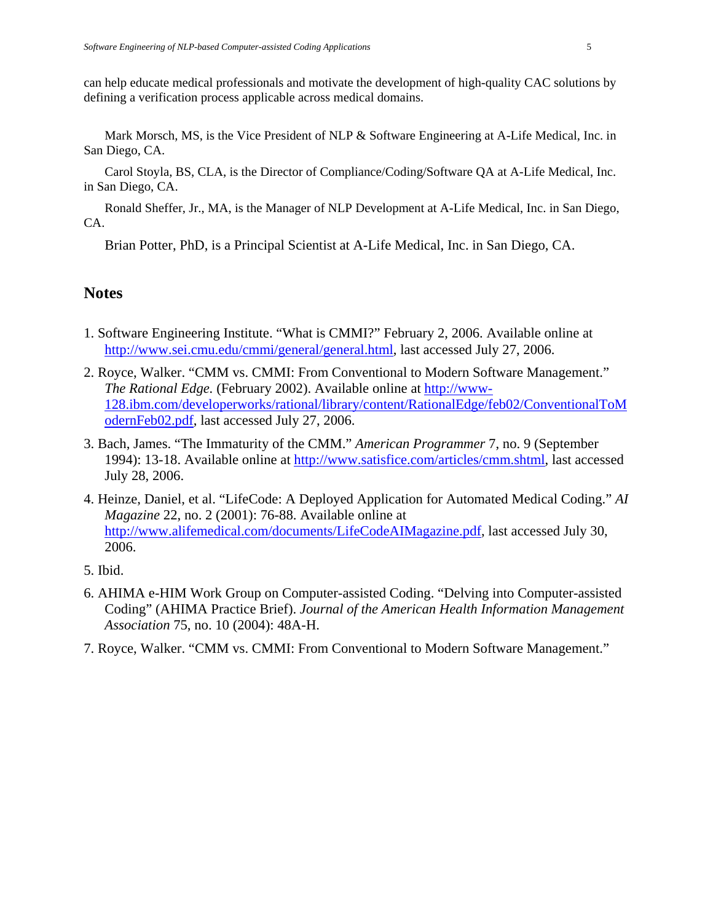can help educate medical professionals and motivate the development of high-quality CAC solutions by defining a verification process applicable across medical domains.

Mark Morsch, MS, is the Vice President of NLP & Software Engineering at A-Life Medical, Inc. in San Diego, CA.

Carol Stoyla, BS, CLA, is the Director of Compliance/Coding/Software QA at A-Life Medical, Inc. in San Diego, CA.

Ronald Sheffer, Jr., MA, is the Manager of NLP Development at A-Life Medical, Inc. in San Diego, CA.

Brian Potter, PhD, is a Principal Scientist at A-Life Medical, Inc. in San Diego, CA.

## Notes

1. Software Engineering Institute. "What is CMMI?" February 2, 2006. Available online at http://www.sei.cmu.edu/cmmi/general/general.html, last accessed July 27, 2006.
2. Royce, Walker. "CMM vs. CMMI: From Conventional to Modern Software Management." *The Rational Edge.* (February 2002). Available online at http://www-128.ibm.com/developerworks/rational/library/content/RationalEdge/feb02/ConventionalToModernFeb02.pdf, last accessed July 27, 2006.
3. Bach, James. "The Immaturity of the CMM." *American Programmer* 7, no. 9 (September 1994): 13-18. Available online at http://www.satisfice.com/articles/cmm.shtml, last accessed July 28, 2006.
4. Heinze, Daniel, et al. "LifeCode: A Deployed Application for Automated Medical Coding." *AI Magazine* 22, no. 2 (2001): 76-88. Available online at http://www.alifemedical.com/documents/LifeCodeAIMagazine.pdf, last accessed July 30, 2006.
5. Ibid.
6. AHIMA e-HIM Work Group on Computer-assisted Coding. "Delving into Computer-assisted Coding" (AHIMA Practice Brief). *Journal of the American Health Information Management Association* 75, no. 10 (2004): 48A-H.
7. Royce, Walker. "CMM vs. CMMI: From Conventional to Modern Software Management."